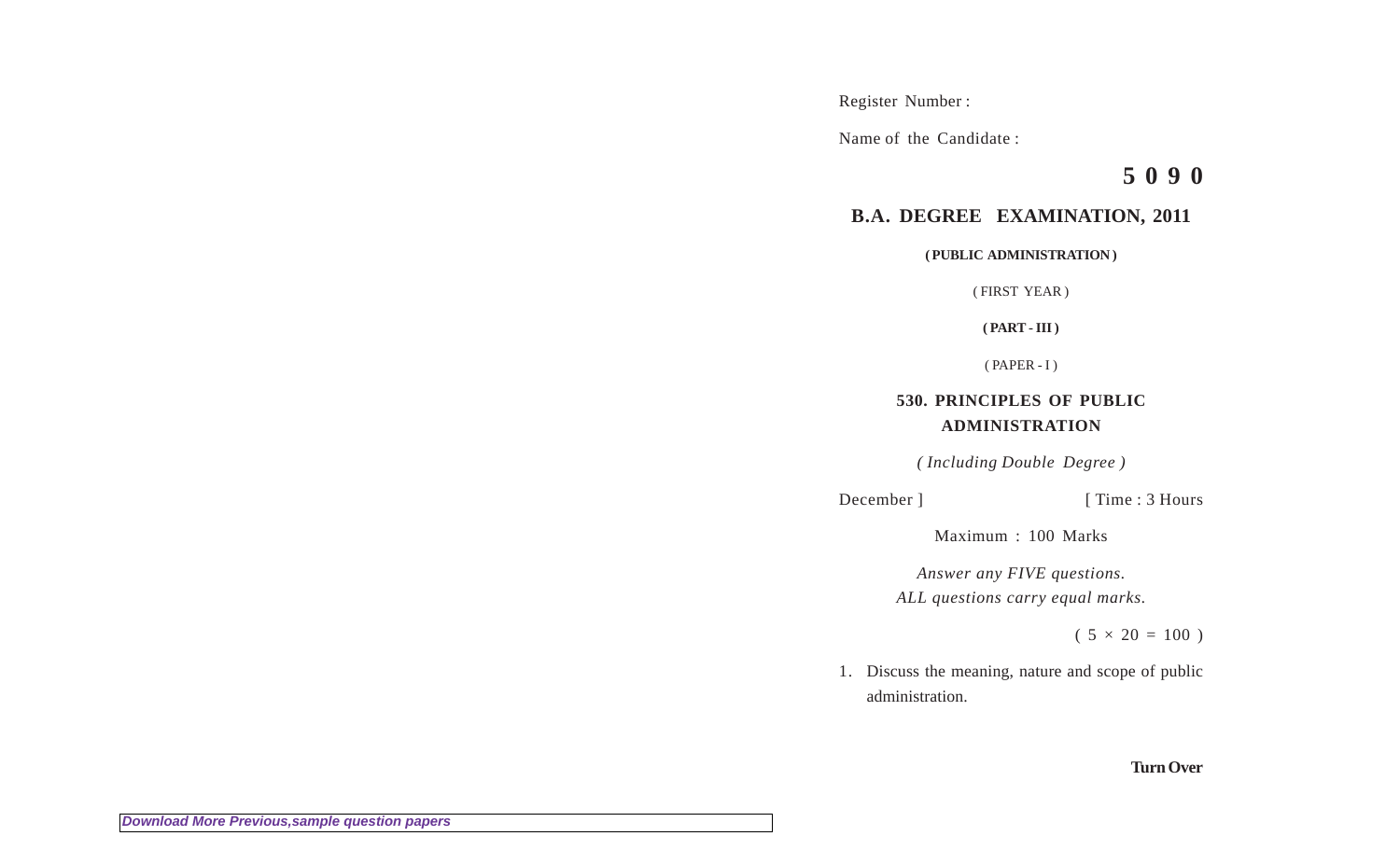Register Number :

Name of the Candidate :

**5 0 9 0**

## B.A. DEGREE EXAMINATION, 2011

**( PUBLIC ADMINISTRATION )**

( FIRST YEAR )

**( PART - III )**

( PAPER - I )

### 530. PRINCIPLES OF PUBLIC ADMINISTRATION

*( Including Double Degree )*

December ] [ Time : 3 Hours

Maximum : 100 Marks

*Answer any FIVE questions.*
*ALL questions carry equal marks.*

( 5 × 20 = 100 )

1. Discuss the meaning, nature and scope of public administration.

**Turn Over**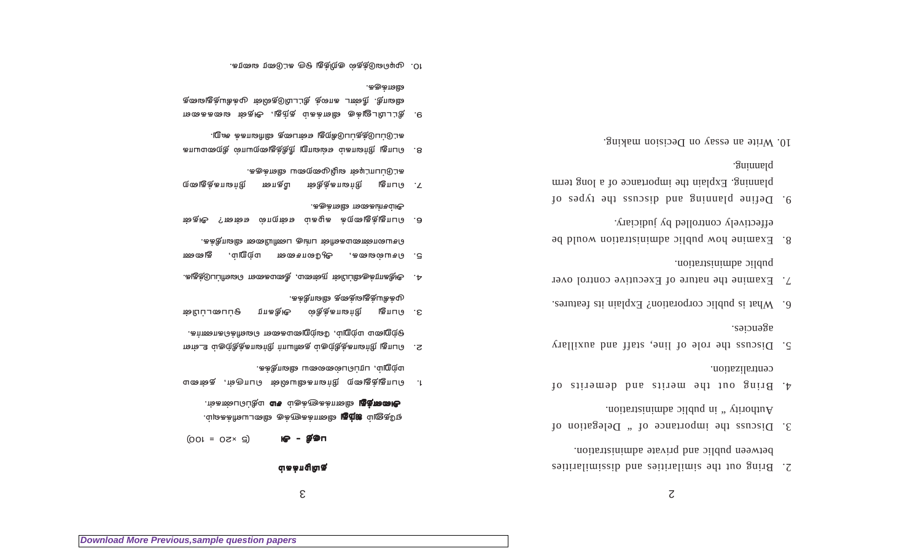2. Bring out the similarities and dissimilarities between public and private administration.

3. Discuss the importance of " Delegation of Authority " in public administration.

4. Bring out the merits and demerits of centralization.

5. Discuss the role of line, staff and auxillary agencies.

6. What is public corporation? Explain its features.

7. Examine the nature of Executive control over public administration.

8. Examine how public administration would be effectively controlled by judiciary.

9. Define planning and discuss the types of planning. Explain the importance of a long term planning.

10. Write an essay on Decision making.

## தமிழாக்கம்

**பகுதி - அ** (5 × 20 = 100)

ஏதேனும் **ஐந்து** வினாக்களுக்கு விடையளிக்கவும்.

**அனைத்து** வினாக்களுக்கும் **சம** மதிப்பெண்கள்.

1. பொதுத்துறை நிர்வாகத்தின் பொருள், தன்மை மற்றும், பரப்பெல்லையை விளக்குக.

2. பொது நிர்வாகத்திற்கும் தனியார் நிர்வாகத்திற்கும் உள்ள ஒற்றுமை மற்றும், வேற்றுமைகளை வெளிக்கொணர்க.

3. பொது நிர்வாகத்தில் அதிகார ஒப்படைப்பின் முக்கியத்துவத்தை விவாதிக்க.

4. அதிகாரக்குவிப்பின் நன்மை, தீமைகளை வெளிப்படுத்துக.

5. செயலகங்கள், ஆலோசனை பணியகம், துணை செயலகங்களின் பங்கு பணியினை விவாதிக்க.

6. பொதுத்துறைக் கழகம் என்றால் என்ன? அதன் சிறப்புகளை விளக்குக.

7. பொது நிர்வாகத்தின் மீதான நிர்வாகத்துறையின் கட்டுப்பாட்டின் வழிமுறையை விளக்குக.

8. பொது நிர்வாகம் எவ்வாறு நீதித்துறையால் திறமையாக கட்டுப்படுத்தப்படுகிறது என்பதை விளக்கக் கூறு.

9. திட்டமிடுதல் விளக்கம் தருக, அதன் வகைகளை விவாதிக்க. நீண்ட கால திட்டமிடுதலின் முக்கியத்துவத்தை விளக்குக.

10. முடிவெடுத்தல் குறித்து ஒரு கட்டுரை வரைக.